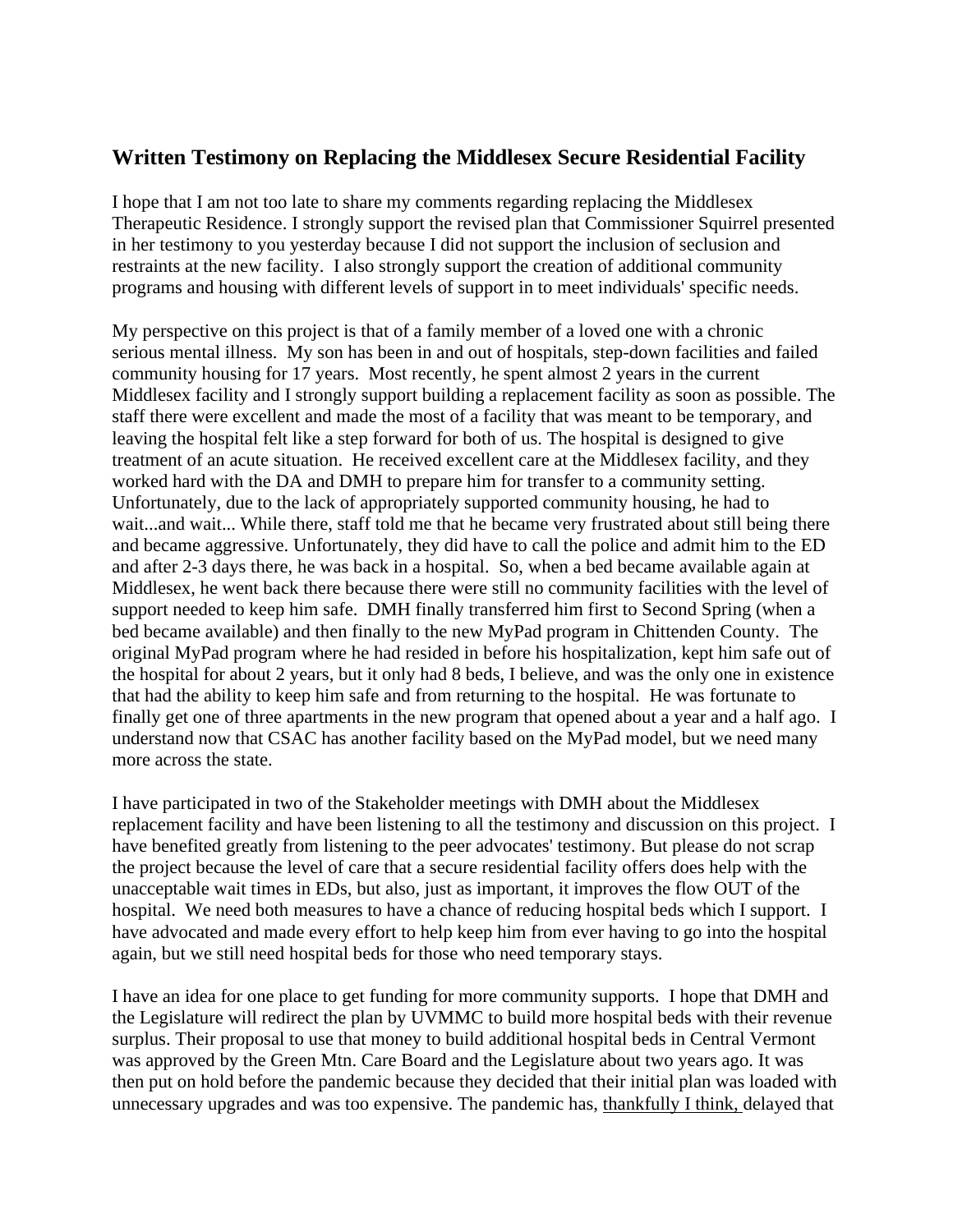## Written Testimony on Replacing the Middlesex Secure Residential Facility

I hope that I am not too late to share my comments regarding replacing the Middlesex Therapeutic Residence. I strongly support the revised plan that Commissioner Squirrel presented in her testimony to you yesterday because I did not support the inclusion of seclusion and restraints at the new facility. I also strongly support the creation of additional community programs and housing with different levels of support in to meet individuals' specific needs.

My perspective on this project is that of a family member of a loved one with a chronic serious mental illness. My son has been in and out of hospitals, step-down facilities and failed community housing for 17 years. Most recently, he spent almost 2 years in the current Middlesex facility and I strongly support building a replacement facility as soon as possible. The staff there were excellent and made the most of a facility that was meant to be temporary, and leaving the hospital felt like a step forward for both of us. The hospital is designed to give treatment of an acute situation. He received excellent care at the Middlesex facility, and they worked hard with the DA and DMH to prepare him for transfer to a community setting. Unfortunately, due to the lack of appropriately supported community housing, he had to wait...and wait... While there, staff told me that he became very frustrated about still being there and became aggressive. Unfortunately, they did have to call the police and admit him to the ED and after 2-3 days there, he was back in a hospital. So, when a bed became available again at Middlesex, he went back there because there were still no community facilities with the level of support needed to keep him safe. DMH finally transferred him first to Second Spring (when a bed became available) and then finally to the new MyPad program in Chittenden County. The original MyPad program where he had resided in before his hospitalization, kept him safe out of the hospital for about 2 years, but it only had 8 beds, I believe, and was the only one in existence that had the ability to keep him safe and from returning to the hospital. He was fortunate to finally get one of three apartments in the new program that opened about a year and a half ago. I understand now that CSAC has another facility based on the MyPad model, but we need many more across the state.

I have participated in two of the Stakeholder meetings with DMH about the Middlesex replacement facility and have been listening to all the testimony and discussion on this project. I have benefited greatly from listening to the peer advocates' testimony. But please do not scrap the project because the level of care that a secure residential facility offers does help with the unacceptable wait times in EDs, but also, just as important, it improves the flow OUT of the hospital. We need both measures to have a chance of reducing hospital beds which I support. I have advocated and made every effort to help keep him from ever having to go into the hospital again, but we still need hospital beds for those who need temporary stays.

I have an idea for one place to get funding for more community supports. I hope that DMH and the Legislature will redirect the plan by UVMMC to build more hospital beds with their revenue surplus. Their proposal to use that money to build additional hospital beds in Central Vermont was approved by the Green Mtn. Care Board and the Legislature about two years ago. It was then put on hold before the pandemic because they decided that their initial plan was loaded with unnecessary upgrades and was too expensive. The pandemic has, <u>thankfully I think,</u> delayed that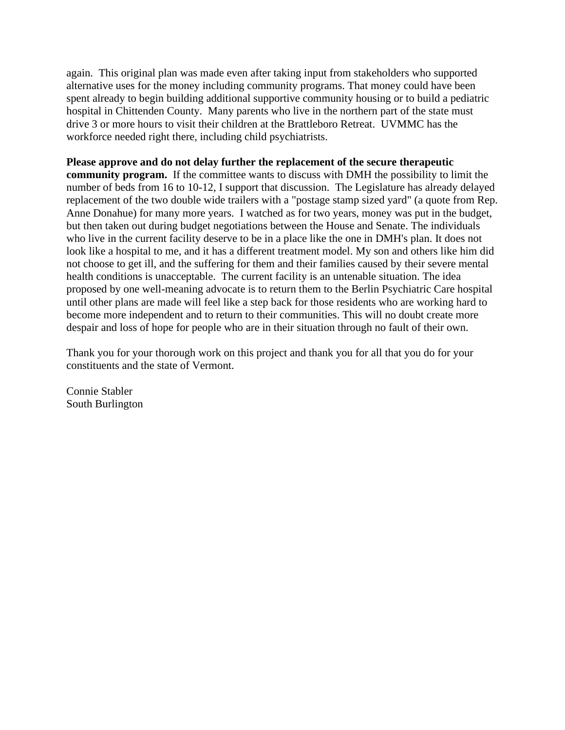again. This original plan was made even after taking input from stakeholders who supported alternative uses for the money including community programs. That money could have been spent already to begin building additional supportive community housing or to build a pediatric hospital in Chittenden County. Many parents who live in the northern part of the state must drive 3 or more hours to visit their children at the Brattleboro Retreat. UVMMC has the workforce needed right there, including child psychiatrists.

**Please approve and do not delay further the replacement of the secure therapeutic community program.** If the committee wants to discuss with DMH the possibility to limit the number of beds from 16 to 10-12, I support that discussion. The Legislature has already delayed replacement of the two double wide trailers with a "postage stamp sized yard" (a quote from Rep. Anne Donahue) for many more years. I watched as for two years, money was put in the budget, but then taken out during budget negotiations between the House and Senate. The individuals who live in the current facility deserve to be in a place like the one in DMH's plan. It does not look like a hospital to me, and it has a different treatment model. My son and others like him did not choose to get ill, and the suffering for them and their families caused by their severe mental health conditions is unacceptable. The current facility is an untenable situation. The idea proposed by one well-meaning advocate is to return them to the Berlin Psychiatric Care hospital until other plans are made will feel like a step back for those residents who are working hard to become more independent and to return to their communities. This will no doubt create more despair and loss of hope for people who are in their situation through no fault of their own.

Thank you for your thorough work on this project and thank you for all that you do for your constituents and the state of Vermont.

Connie Stabler
South Burlington